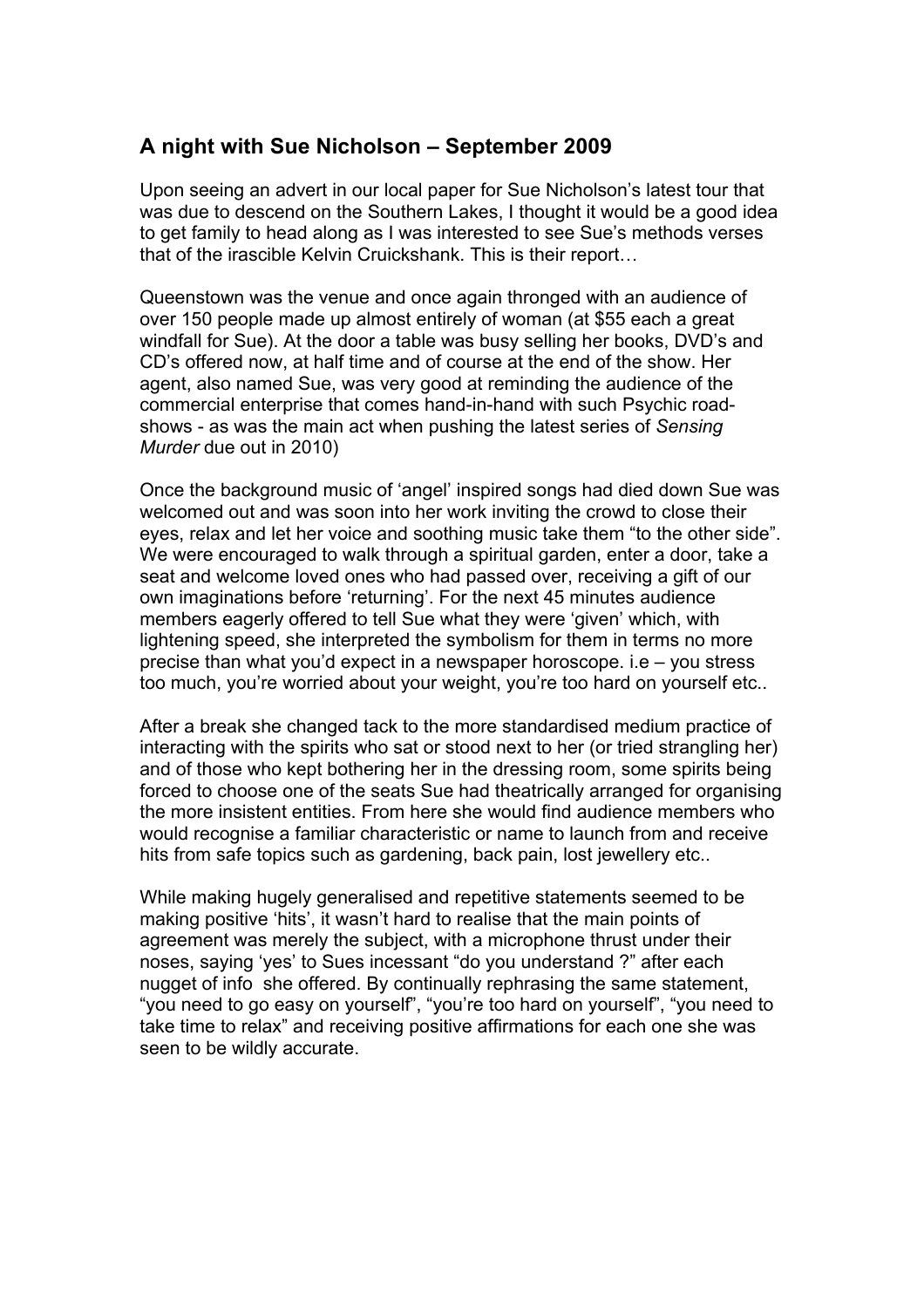## A night with Sue Nicholson – September 2009

Upon seeing an advert in our local paper for Sue Nicholson's latest tour that was due to descend on the Southern Lakes, I thought it would be a good idea to get family to head along as I was interested to see Sue's methods verses that of the irascible Kelvin Cruickshank. This is their report…

Queenstown was the venue and once again thronged with an audience of over 150 people made up almost entirely of woman (at $55 each a great windfall for Sue). At the door a table was busy selling her books, DVD's and CD's offered now, at half time and of course at the end of the show. Her agent, also named Sue, was very good at reminding the audience of the commercial enterprise that comes hand-in-hand with such Psychic road-shows - as was the main act when pushing the latest series of *Sensing Murder* due out in 2010)

Once the background music of 'angel' inspired songs had died down Sue was welcomed out and was soon into her work inviting the crowd to close their eyes, relax and let her voice and soothing music take them "to the other side". We were encouraged to walk through a spiritual garden, enter a door, take a seat and welcome loved ones who had passed over, receiving a gift of our own imaginations before 'returning'. For the next 45 minutes audience members eagerly offered to tell Sue what they were 'given' which, with lightening speed, she interpreted the symbolism for them in terms no more precise than what you'd expect in a newspaper horoscope. i.e – you stress too much, you're worried about your weight, you're too hard on yourself etc..

After a break she changed tack to the more standardised medium practice of interacting with the spirits who sat or stood next to her (or tried strangling her) and of those who kept bothering her in the dressing room, some spirits being forced to choose one of the seats Sue had theatrically arranged for organising the more insistent entities. From here she would find audience members who would recognise a familiar characteristic or name to launch from and receive hits from safe topics such as gardening, back pain, lost jewellery etc..

While making hugely generalised and repetitive statements seemed to be making positive 'hits', it wasn't hard to realise that the main points of agreement was merely the subject, with a microphone thrust under their noses, saying 'yes' to Sues incessant "do you understand ?" after each nugget of info she offered. By continually rephrasing the same statement, "you need to go easy on yourself", "you're too hard on yourself", "you need to take time to relax" and receiving positive affirmations for each one she was seen to be wildly accurate.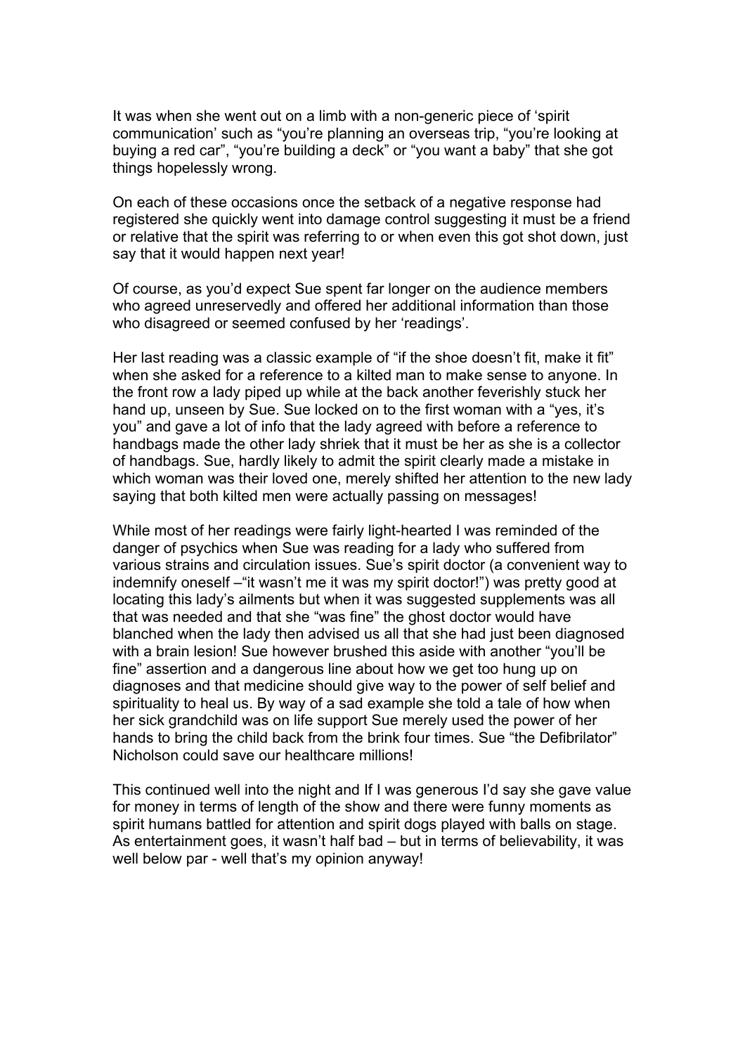It was when she went out on a limb with a non-generic piece of 'spirit communication' such as "you're planning an overseas trip, "you're looking at buying a red car", "you're building a deck" or "you want a baby" that she got things hopelessly wrong.

On each of these occasions once the setback of a negative response had registered she quickly went into damage control suggesting it must be a friend or relative that the spirit was referring to or when even this got shot down, just say that it would happen next year!

Of course, as you'd expect Sue spent far longer on the audience members who agreed unreservedly and offered her additional information than those who disagreed or seemed confused by her 'readings'.

Her last reading was a classic example of "if the shoe doesn't fit, make it fit" when she asked for a reference to a kilted man to make sense to anyone. In the front row a lady piped up while at the back another feverishly stuck her hand up, unseen by Sue. Sue locked on to the first woman with a "yes, it's you" and gave a lot of info that the lady agreed with before a reference to handbags made the other lady shriek that it must be her as she is a collector of handbags. Sue, hardly likely to admit the spirit clearly made a mistake in which woman was their loved one, merely shifted her attention to the new lady saying that both kilted men were actually passing on messages!

While most of her readings were fairly light-hearted I was reminded of the danger of psychics when Sue was reading for a lady who suffered from various strains and circulation issues. Sue's spirit doctor (a convenient way to indemnify oneself –"it wasn't me it was my spirit doctor!") was pretty good at locating this lady's ailments but when it was suggested supplements was all that was needed and that she "was fine" the ghost doctor would have blanched when the lady then advised us all that she had just been diagnosed with a brain lesion! Sue however brushed this aside with another "you'll be fine" assertion and a dangerous line about how we get too hung up on diagnoses and that medicine should give way to the power of self belief and spirituality to heal us. By way of a sad example she told a tale of how when her sick grandchild was on life support Sue merely used the power of her hands to bring the child back from the brink four times. Sue "the Defibrilator" Nicholson could save our healthcare millions!

This continued well into the night and If I was generous I'd say she gave value for money in terms of length of the show and there were funny moments as spirit humans battled for attention and spirit dogs played with balls on stage. As entertainment goes, it wasn't half bad – but in terms of believability, it was well below par - well that's my opinion anyway!